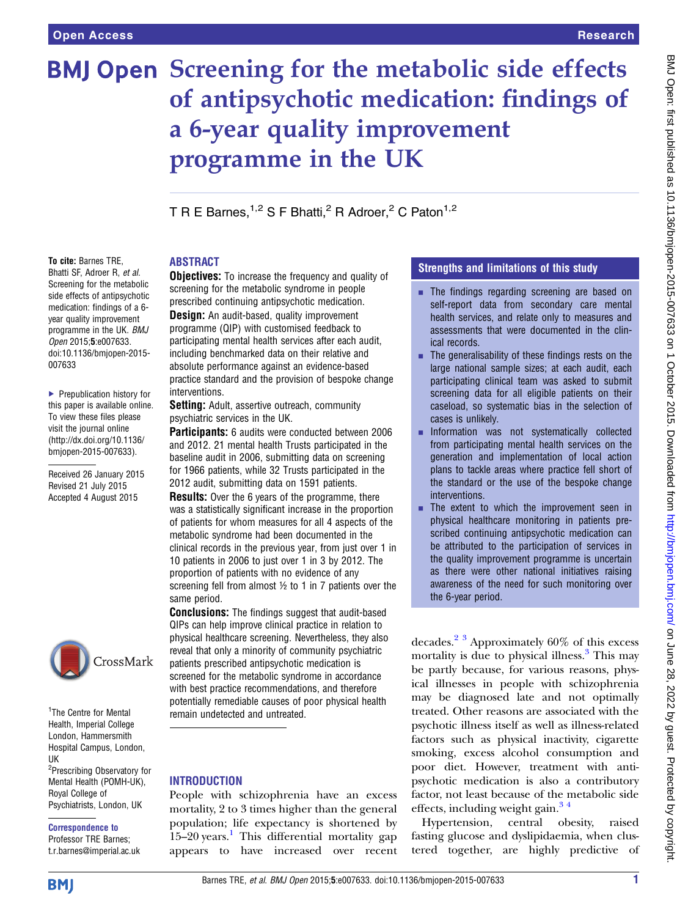# Screening for the metabolic side effects of antipsychotic medication: findings of a 6-year quality improvement programme in the UK

T R E Barnes,[1,2] S F Bhatti,[2] R Adroer,[2] C Paton[1,2]

To cite: Barnes TRE, Bhatti SF, Adroer R, *et al*. Screening for the metabolic side effects of antipsychotic medication: findings of a 6-year quality improvement programme in the UK. *BMJ Open* 2015;**5**:e007633. doi:10.1136/bmjopen-2015-007633

▸ Prepublication history for this paper is available online. To view these files please visit the journal online (http://dx.doi.org/10.1136/bmjopen-2015-007633).

Received 26 January 2015
Revised 21 July 2015
Accepted 4 August 2015

[1]The Centre for Mental Health, Imperial College London, Hammersmith Hospital Campus, London, UK
[2]Prescribing Observatory for Mental Health (POMH-UK), Royal College of Psychiatrists, London, UK

**Correspondence to**
Professor TRE Barnes; t.r.barnes@imperial.ac.uk

## ABSTRACT

**Objectives:** To increase the frequency and quality of screening for the metabolic syndrome in people prescribed continuing antipsychotic medication.

**Design:** An audit-based, quality improvement programme (QIP) with customised feedback to participating mental health services after each audit, including benchmarked data on their relative and absolute performance against an evidence-based practice standard and the provision of bespoke change interventions.

**Setting:** Adult, assertive outreach, community psychiatric services in the UK.

**Participants:** 6 audits were conducted between 2006 and 2012. 21 mental health Trusts participated in the baseline audit in 2006, submitting data on screening for 1966 patients, while 32 Trusts participated in the 2012 audit, submitting data on 1591 patients.

**Results:** Over the 6 years of the programme, there was a statistically significant increase in the proportion of patients for whom measures for all 4 aspects of the metabolic syndrome had been documented in the clinical records in the previous year, from just over 1 in 10 patients in 2006 to just over 1 in 3 by 2012. The proportion of patients with no evidence of any screening fell from almost ½ to 1 in 7 patients over the same period.

**Conclusions:** The findings suggest that audit-based QIPs can help improve clinical practice in relation to physical healthcare screening. Nevertheless, they also reveal that only a minority of community psychiatric patients prescribed antipsychotic medication is screened for the metabolic syndrome in accordance with best practice recommendations, and therefore potentially remediable causes of poor physical health remain undetected and untreated.

## Strengths and limitations of this study

- The findings regarding screening are based on self-report data from secondary care mental health services, and relate only to measures and assessments that were documented in the clinical records.
- The generalisability of these findings rests on the large national sample sizes; at each audit, each participating clinical team was asked to submit screening data for all eligible patients on their caseload, so systematic bias in the selection of cases is unlikely.
- Information was not systematically collected from participating mental health services on the generation and implementation of local action plans to tackle areas where practice fell short of the standard or the use of the bespoke change interventions.
- The extent to which the improvement seen in physical healthcare monitoring in patients prescribed continuing antipsychotic medication can be attributed to the participation of services in the quality improvement programme is uncertain as there were other national initiatives raising awareness of the need for such monitoring over the 6-year period.

## INTRODUCTION

People with schizophrenia have an excess mortality, 2 to 3 times higher than the general population; life expectancy is shortened by 15–20 years.[1] This differential mortality gap appears to have increased over recent decades.[2,3] Approximately 60% of this excess mortality is due to physical illness.[3] This may be partly because, for various reasons, physical illnesses in people with schizophrenia may be diagnosed late and not optimally treated. Other reasons are associated with the psychotic illness itself as well as illness-related factors such as physical inactivity, cigarette smoking, excess alcohol consumption and poor diet. However, treatment with antipsychotic medication is also a contributory factor, not least because of the metabolic side effects, including weight gain.[3,4]

Hypertension, central obesity, raised fasting glucose and dyslipidaemia, when clustered together, are highly predictive of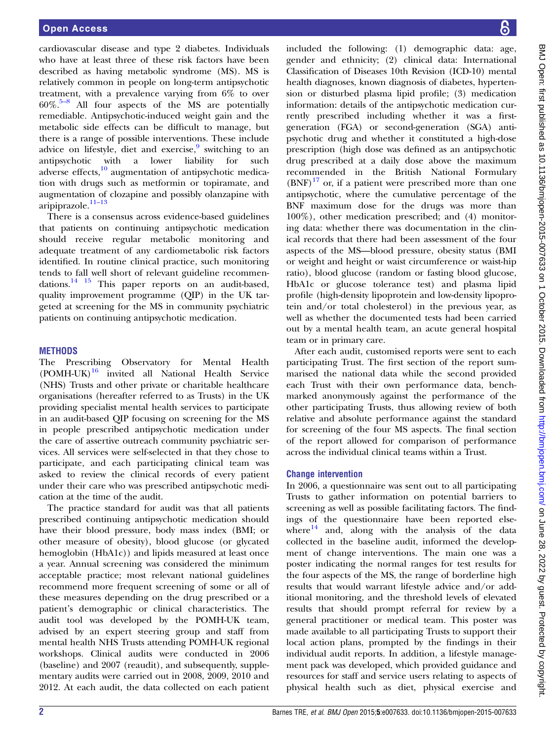cardiovascular disease and type 2 diabetes. Individuals who have at least three of these risk factors have been described as having metabolic syndrome (MS). MS is relatively common in people on long-term antipsychotic treatment, with a prevalence varying from 6% to over 60%.[5–8] All four aspects of the MS are potentially remediable. Antipsychotic-induced weight gain and the metabolic side effects can be difficult to manage, but there is a range of possible interventions. These include advice on lifestyle, diet and exercise,[9] switching to an antipsychotic with a lower liability for such adverse effects,[10] augmentation of antipsychotic medication with drugs such as metformin or topiramate, and augmentation of clozapine and possibly olanzapine with aripiprazole.[11–13]

There is a consensus across evidence-based guidelines that patients on continuing antipsychotic medication should receive regular metabolic monitoring and adequate treatment of any cardiometabolic risk factors identified. In routine clinical practice, such monitoring tends to fall well short of relevant guideline recommendations.[14 15] This paper reports on an audit-based, quality improvement programme (QIP) in the UK targeted at screening for the MS in community psychiatric patients on continuing antipsychotic medication.

## METHODS

The Prescribing Observatory for Mental Health (POMH-UK)[16] invited all National Health Service (NHS) Trusts and other private or charitable healthcare organisations (hereafter referred to as Trusts) in the UK providing specialist mental health services to participate in an audit-based QIP focusing on screening for the MS in people prescribed antipsychotic medication under the care of assertive outreach community psychiatric services. All services were self-selected in that they chose to participate, and each participating clinical team was asked to review the clinical records of every patient under their care who was prescribed antipsychotic medication at the time of the audit.

The practice standard for audit was that all patients prescribed continuing antipsychotic medication should have their blood pressure, body mass index (BMI; or other measure of obesity), blood glucose (or glycated hemoglobin (HbA1c)) and lipids measured at least once a year. Annual screening was considered the minimum acceptable practice; most relevant national guidelines recommend more frequent screening of some or all of these measures depending on the drug prescribed or a patient's demographic or clinical characteristics. The audit tool was developed by the POMH-UK team, advised by an expert steering group and staff from mental health NHS Trusts attending POMH-UK regional workshops. Clinical audits were conducted in 2006 (baseline) and 2007 (reaudit), and subsequently, supplementary audits were carried out in 2008, 2009, 2010 and 2012. At each audit, the data collected on each patient included the following: (1) demographic data: age, gender and ethnicity; (2) clinical data: International Classification of Diseases 10th Revision (ICD-10) mental health diagnoses, known diagnosis of diabetes, hypertension or disturbed plasma lipid profile; (3) medication information: details of the antipsychotic medication currently prescribed including whether it was a first-generation (FGA) or second-generation (SGA) antipsychotic drug and whether it constituted a high-dose prescription (high dose was defined as an antipsychotic drug prescribed at a daily dose above the maximum recommended in the British National Formulary (BNF)[17] or, if a patient were prescribed more than one antipsychotic, where the cumulative percentage of the BNF maximum dose for the drugs was more than 100%), other medication prescribed; and (4) monitoring data: whether there was documentation in the clinical records that there had been assessment of the four aspects of the MS—blood pressure, obesity status (BMI or weight and height or waist circumference or waist-hip ratio), blood glucose (random or fasting blood glucose, HbA1c or glucose tolerance test) and plasma lipid profile (high-density lipoprotein and low-density lipoprotein and/or total cholesterol) in the previous year, as well as whether the documented tests had been carried out by a mental health team, an acute general hospital team or in primary care.

After each audit, customised reports were sent to each participating Trust. The first section of the report summarised the national data while the second provided each Trust with their own performance data, benchmarked anonymously against the performance of the other participating Trusts, thus allowing review of both relative and absolute performance against the standard for screening of the four MS aspects. The final section of the report allowed for comparison of performance across the individual clinical teams within a Trust.

### Change intervention

In 2006, a questionnaire was sent out to all participating Trusts to gather information on potential barriers to screening as well as possible facilitating factors. The findings of the questionnaire have been reported elsewhere[14] and, along with the analysis of the data collected in the baseline audit, informed the development of change interventions. The main one was a poster indicating the normal ranges for test results for the four aspects of the MS, the range of borderline high results that would warrant lifestyle advice and/or additional monitoring, and the threshold levels of elevated results that should prompt referral for review by a general practitioner or medical team. This poster was made available to all participating Trusts to support their local action plans, prompted by the findings in their individual audit reports. In addition, a lifestyle management pack was developed, which provided guidance and resources for staff and service users relating to aspects of physical health such as diet, physical exercise and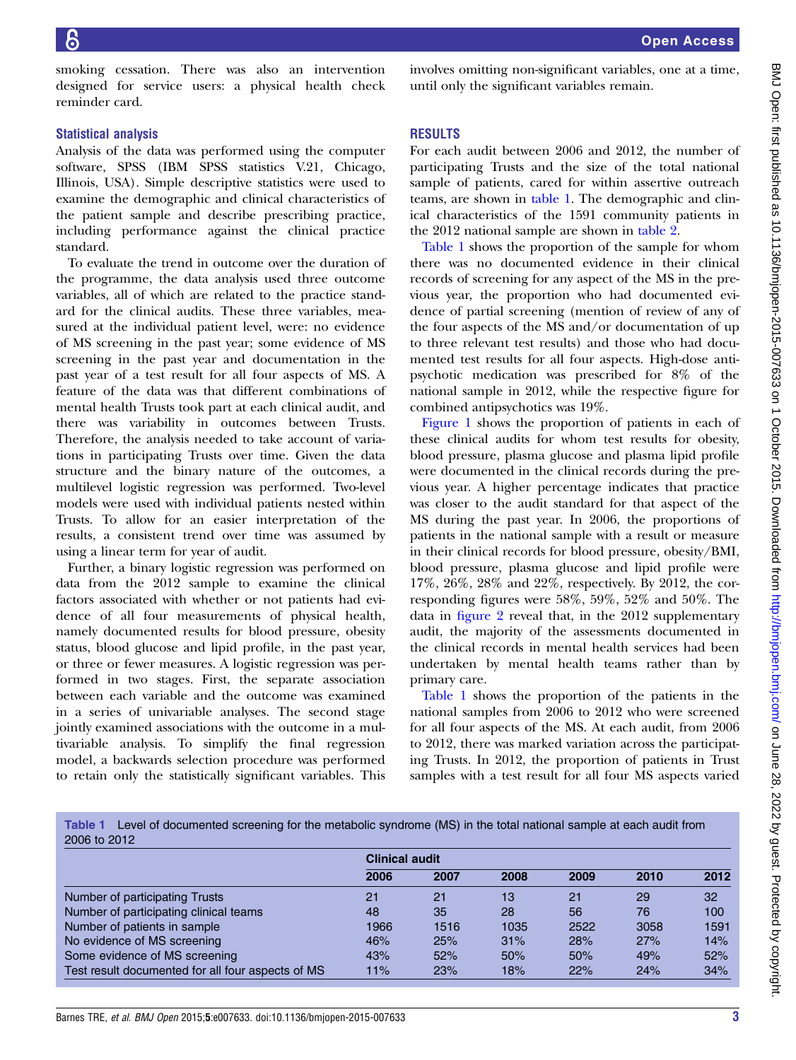smoking cessation. There was also an intervention designed for service users: a physical health check reminder card.

### Statistical analysis

Analysis of the data was performed using the computer software, SPSS (IBM SPSS statistics V.21, Chicago, Illinois, USA). Simple descriptive statistics were used to examine the demographic and clinical characteristics of the patient sample and describe prescribing practice, including performance against the clinical practice standard.

To evaluate the trend in outcome over the duration of the programme, the data analysis used three outcome variables, all of which are related to the practice standard for the clinical audits. These three variables, measured at the individual patient level, were: no evidence of MS screening in the past year; some evidence of MS screening in the past year and documentation in the past year of a test result for all four aspects of MS. A feature of the data was that different combinations of mental health Trusts took part at each clinical audit, and there was variability in outcomes between Trusts. Therefore, the analysis needed to take account of variations in participating Trusts over time. Given the data structure and the binary nature of the outcomes, a multilevel logistic regression was performed. Two-level models were used with individual patients nested within Trusts. To allow for an easier interpretation of the results, a consistent trend over time was assumed by using a linear term for year of audit.

Further, a binary logistic regression was performed on data from the 2012 sample to examine the clinical factors associated with whether or not patients had evidence of all four measurements of physical health, namely documented results for blood pressure, obesity status, blood glucose and lipid profile, in the past year, or three or fewer measures. A logistic regression was performed in two stages. First, the separate association between each variable and the outcome was examined in a series of univariable analyses. The second stage jointly examined associations with the outcome in a multivariable analysis. To simplify the final regression model, a backwards selection procedure was performed to retain only the statistically significant variables. This involves omitting non-significant variables, one at a time, until only the significant variables remain.

## RESULTS

For each audit between 2006 and 2012, the number of participating Trusts and the size of the total national sample of patients, cared for within assertive outreach teams, are shown in table 1. The demographic and clinical characteristics of the 1591 community patients in the 2012 national sample are shown in table 2.

Table 1 shows the proportion of the sample for whom there was no documented evidence in their clinical records of screening for any aspect of the MS in the previous year, the proportion who had documented evidence of partial screening (mention of review of any of the four aspects of the MS and/or documentation of up to three relevant test results) and those who had documented test results for all four aspects. High-dose antipsychotic medication was prescribed for 8% of the national sample in 2012, while the respective figure for combined antipsychotics was 19%.

Figure 1 shows the proportion of patients in each of these clinical audits for whom test results for obesity, blood pressure, plasma glucose and plasma lipid profile were documented in the clinical records during the previous year. A higher percentage indicates that practice was closer to the audit standard for that aspect of the MS during the past year. In 2006, the proportions of patients in the national sample with a result or measure in their clinical records for blood pressure, obesity/BMI, blood pressure, plasma glucose and lipid profile were 17%, 26%, 28% and 22%, respectively. By 2012, the corresponding figures were 58%, 59%, 52% and 50%. The data in figure 2 reveal that, in the 2012 supplementary audit, the majority of the assessments documented in the clinical records in mental health services had been undertaken by mental health teams rather than by primary care.

Table 1 shows the proportion of the patients in the national samples from 2006 to 2012 who were screened for all four aspects of the MS. At each audit, from 2006 to 2012, there was marked variation across the participating Trusts. In 2012, the proportion of patients in Trust samples with a test result for all four MS aspects varied

**Table 1** Level of documented screening for the metabolic syndrome (MS) in the total national sample at each audit from 2006 to 2012

| | Clinical audit | | | | | |
|---|---|---|---|---|---|---|
| | 2006 | 2007 | 2008 | 2009 | 2010 | 2012 |
| Number of participating Trusts | 21 | 21 | 13 | 21 | 29 | 32 |
| Number of participating clinical teams | 48 | 35 | 28 | 56 | 76 | 100 |
| Number of patients in sample | 1966 | 1516 | 1035 | 2522 | 3058 | 1591 |
| No evidence of MS screening | 46% | 25% | 31% | 28% | 27% | 14% |
| Some evidence of MS screening | 43% | 52% | 50% | 50% | 49% | 52% |
| Test result documented for all four aspects of MS | 11% | 23% | 18% | 22% | 24% | 34% |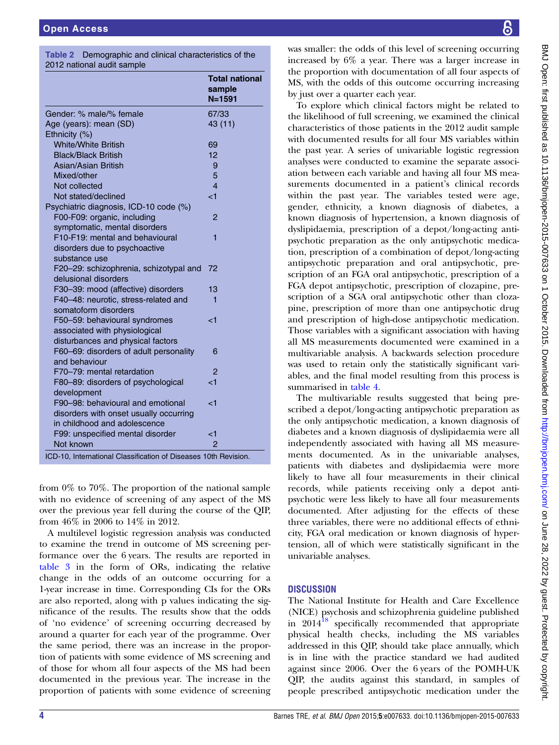**Table 2** Demographic and clinical characteristics of the 2012 national audit sample

| | Total national sample N=1591 |
|---|---|
| Gender: % male/% female | 67/33 |
| Age (years): mean (SD) | 43 (11) |
| Ethnicity (%) | |
| White/White British | 69 |
| Black/Black British | 12 |
| Asian/Asian British | 9 |
| Mixed/other | 5 |
| Not collected | 4 |
| Not stated/declined | <1 |
| Psychiatric diagnosis, ICD-10 code (%) | |
| F00-F09: organic, including symptomatic, mental disorders | 2 |
| F10-F19: mental and behavioural disorders due to psychoactive substance use | 1 |
| F20–29: schizophrenia, schizotypal and delusional disorders | 72 |
| F30–39: mood (affective) disorders | 13 |
| F40–48: neurotic, stress-related and somatoform disorders | 1 |
| F50–59: behavioural syndromes associated with physiological disturbances and physical factors | <1 |
| F60–69: disorders of adult personality and behaviour | 6 |
| F70–79: mental retardation | 2 |
| F80–89: disorders of psychological development | <1 |
| F90–98: behavioural and emotional disorders with onset usually occurring in childhood and adolescence | <1 |
| F99: unspecified mental disorder | <1 |
| Not known | 2 |

ICD-10, International Classification of Diseases 10th Revision.

from 0% to 70%. The proportion of the national sample with no evidence of screening of any aspect of the MS over the previous year fell during the course of the QIP, from 46% in 2006 to 14% in 2012.

A multilevel logistic regression analysis was conducted to examine the trend in outcome of MS screening performance over the 6 years. The results are reported in table 3 in the form of ORs, indicating the relative change in the odds of an outcome occurring for a 1-year increase in time. Corresponding CIs for the ORs are also reported, along with p values indicating the significance of the results. The results show that the odds of 'no evidence' of screening occurring decreased by around a quarter for each year of the programme. Over the same period, there was an increase in the proportion of patients with some evidence of MS screening and of those for whom all four aspects of the MS had been documented in the previous year. The increase in the proportion of patients with some evidence of screening was smaller: the odds of this level of screening occurring increased by 6% a year. There was a larger increase in the proportion with documentation of all four aspects of MS, with the odds of this outcome occurring increasing by just over a quarter each year.

To explore which clinical factors might be related to the likelihood of full screening, we examined the clinical characteristics of those patients in the 2012 audit sample with documented results for all four MS variables within the past year. A series of univariable logistic regression analyses were conducted to examine the separate association between each variable and having all four MS measurements documented in a patient's clinical records within the past year. The variables tested were age, gender, ethnicity, a known diagnosis of diabetes, a known diagnosis of hypertension, a known diagnosis of dyslipidaemia, prescription of a depot/long-acting antipsychotic preparation as the only antipsychotic medication, prescription of a combination of depot/long-acting antipsychotic preparation and oral antipsychotic, prescription of an FGA oral antipsychotic, prescription of a FGA depot antipsychotic, prescription of clozapine, prescription of a SGA oral antipsychotic other than clozapine, prescription of more than one antipsychotic drug and prescription of high-dose antipsychotic medication. Those variables with a significant association with having all MS measurements documented were examined in a multivariable analysis. A backwards selection procedure was used to retain only the statistically significant variables, and the final model resulting from this process is summarised in table 4.

The multivariable results suggested that being prescribed a depot/long-acting antipsychotic preparation as the only antipsychotic medication, a known diagnosis of diabetes and a known diagnosis of dyslipidaemia were all independently associated with having all MS measurements documented. As in the univariable analyses, patients with diabetes and dyslipidaemia were more likely to have all four measurements in their clinical records, while patients receiving only a depot antipsychotic were less likely to have all four measurements documented. After adjusting for the effects of these three variables, there were no additional effects of ethnicity, FGA oral medication or known diagnosis of hypertension, all of which were statistically significant in the univariable analyses.

## DISCUSSION

The National Institute for Health and Care Excellence (NICE) psychosis and schizophrenia guideline published in 2014[18] specifically recommended that appropriate physical health checks, including the MS variables addressed in this QIP, should take place annually, which is in line with the practice standard we had audited against since 2006. Over the 6 years of the POMH-UK QIP, the audits against this standard, in samples of people prescribed antipsychotic medication under the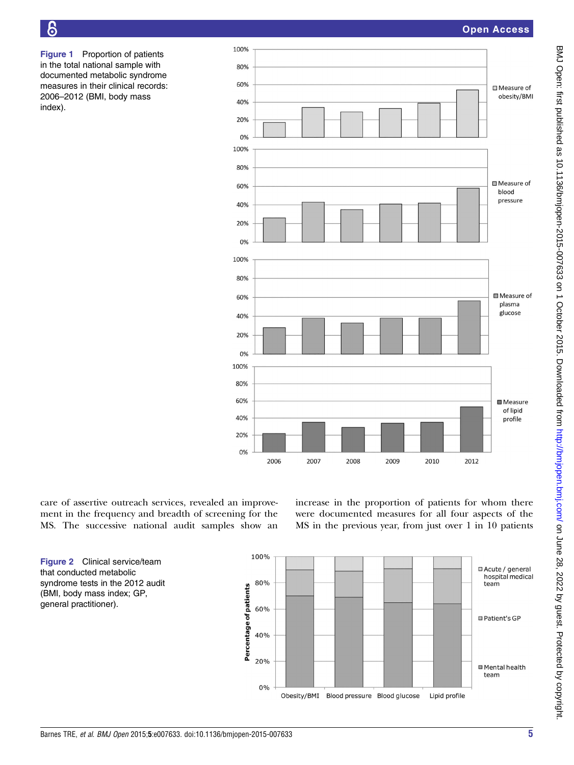**Figure 1** Proportion of patients in the total national sample with documented metabolic syndrome measures in their clinical records: 2006–2012 (BMI, body mass index).

care of assertive outreach services, revealed an improvement in the frequency and breadth of screening for the MS. The successive national audit samples show an increase in the proportion of patients for whom there were documented measures for all four aspects of the MS in the previous year, from just over 1 in 10 patients

**Figure 2** Clinical service/team that conducted metabolic syndrome tests in the 2012 audit (BMI, body mass index; GP, general practitioner).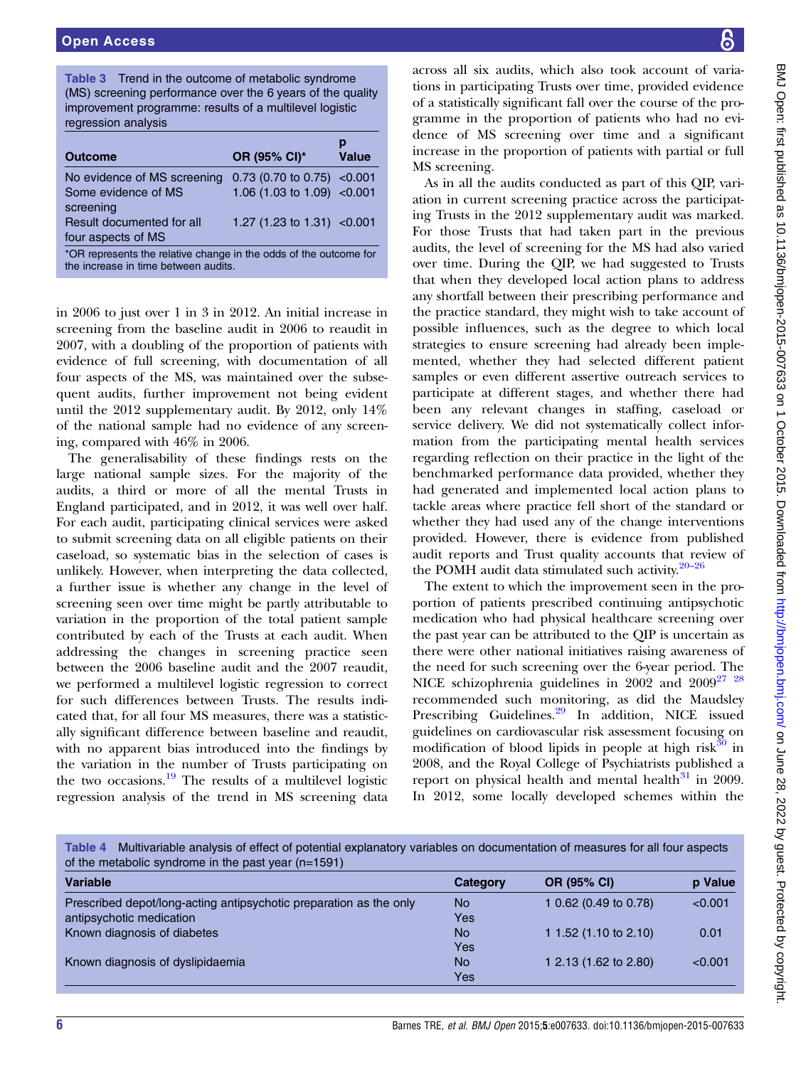**Table 3** Trend in the outcome of metabolic syndrome (MS) screening performance over the 6 years of the quality improvement programme: results of a multilevel logistic regression analysis

| Outcome | OR (95% CI)* | p Value |
|---|---|---|
| No evidence of MS screening | 0.73 (0.70 to 0.75) | <0.001 |
| Some evidence of MS screening | 1.06 (1.03 to 1.09) | <0.001 |
| Result documented for all four aspects of MS | 1.27 (1.23 to 1.31) | <0.001 |

*OR represents the relative change in the odds of the outcome for the increase in time between audits.

in 2006 to just over 1 in 3 in 2012. An initial increase in screening from the baseline audit in 2006 to reaudit in 2007, with a doubling of the proportion of patients with evidence of full screening, with documentation of all four aspects of the MS, was maintained over the subsequent audits, further improvement not being evident until the 2012 supplementary audit. By 2012, only 14% of the national sample had no evidence of any screening, compared with 46% in 2006.

The generalisability of these findings rests on the large national sample sizes. For the majority of the audits, a third or more of all the mental Trusts in England participated, and in 2012, it was well over half. For each audit, participating clinical services were asked to submit screening data on all eligible patients on their caseload, so systematic bias in the selection of cases is unlikely. However, when interpreting the data collected, a further issue is whether any change in the level of screening seen over time might be partly attributable to variation in the proportion of the total patient sample contributed by each of the Trusts at each audit. When addressing the changes in screening practice seen between the 2006 baseline audit and the 2007 reaudit, we performed a multilevel logistic regression to correct for such differences between Trusts. The results indicated that, for all four MS measures, there was a statistically significant difference between baseline and reaudit, with no apparent bias introduced into the findings by the variation in the number of Trusts participating on the two occasions.[19] The results of a multilevel logistic regression analysis of the trend in MS screening data across all six audits, which also took account of variations in participating Trusts over time, provided evidence of a statistically significant fall over the course of the programme in the proportion of patients who had no evidence of MS screening over time and a significant increase in the proportion of patients with partial or full MS screening.

As in all the audits conducted as part of this QIP, variation in current screening practice across the participating Trusts in the 2012 supplementary audit was marked. For those Trusts that had taken part in the previous audits, the level of screening for the MS had also varied over time. During the QIP, we had suggested to Trusts that when they developed local action plans to address any shortfall between their prescribing performance and the practice standard, they might wish to take account of possible influences, such as the degree to which local strategies to ensure screening had already been implemented, whether they had selected different patient samples or even different assertive outreach services to participate at different stages, and whether there had been any relevant changes in staffing, caseload or service delivery. We did not systematically collect information from the participating mental health services regarding reflection on their practice in the light of the benchmarked performance data provided, whether they had generated and implemented local action plans to tackle areas where practice fell short of the standard or whether they had used any of the change interventions provided. However, there is evidence from published audit reports and Trust quality accounts that review of the POMH audit data stimulated such activity.[20–26]

The extent to which the improvement seen in the proportion of patients prescribed continuing antipsychotic medication who had physical healthcare screening over the past year can be attributed to the QIP is uncertain as there were other national initiatives raising awareness of the need for such screening over the 6-year period. The NICE schizophrenia guidelines in 2002 and 2009[27 28] recommended such monitoring, as did the Maudsley Prescribing Guidelines.[29] In addition, NICE issued guidelines on cardiovascular risk assessment focusing on modification of blood lipids in people at high risk[30] in 2008, and the Royal College of Psychiatrists published a report on physical health and mental health[31] in 2009. In 2012, some locally developed schemes within the

**Table 4** Multivariable analysis of effect of potential explanatory variables on documentation of measures for all four aspects of the metabolic syndrome in the past year (n=1591)

| Variable | Category | OR (95% CI) | p Value |
|---|---|---|---|
| Prescribed depot/long-acting antipsychotic preparation as the only antipsychotic medication | No | 1 | |
| | Yes | 0.62 (0.49 to 0.78) | <0.001 |
| Known diagnosis of diabetes | No | 1 | |
| | Yes | 1.52 (1.10 to 2.10) | 0.01 |
| Known diagnosis of dyslipidaemia | No | 1 | |
| | Yes | 2.13 (1.62 to 2.80) | <0.001 |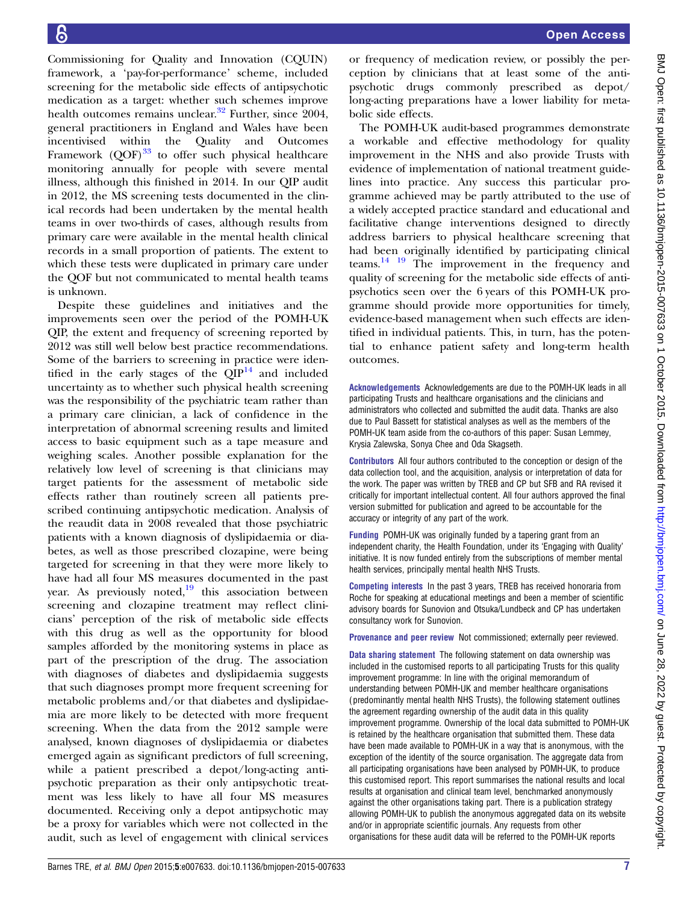Commissioning for Quality and Innovation (CQUIN) framework, a 'pay-for-performance' scheme, included screening for the metabolic side effects of antipsychotic medication as a target: whether such schemes improve health outcomes remains unclear.[32] Further, since 2004, general practitioners in England and Wales have been incentivised within the Quality and Outcomes Framework (QOF)[33] to offer such physical healthcare monitoring annually for people with severe mental illness, although this finished in 2014. In our QIP audit in 2012, the MS screening tests documented in the clinical records had been undertaken by the mental health teams in over two-thirds of cases, although results from primary care were available in the mental health clinical records in a small proportion of patients. The extent to which these tests were duplicated in primary care under the QOF but not communicated to mental health teams is unknown.

Despite these guidelines and initiatives and the improvements seen over the period of the POMH-UK QIP, the extent and frequency of screening reported by 2012 was still well below best practice recommendations. Some of the barriers to screening in practice were identified in the early stages of the QIP[14] and included uncertainty as to whether such physical health screening was the responsibility of the psychiatric team rather than a primary care clinician, a lack of confidence in the interpretation of abnormal screening results and limited access to basic equipment such as a tape measure and weighing scales. Another possible explanation for the relatively low level of screening is that clinicians may target patients for the assessment of metabolic side effects rather than routinely screen all patients prescribed continuing antipsychotic medication. Analysis of the reaudit data in 2008 revealed that those psychiatric patients with a known diagnosis of dyslipidaemia or diabetes, as well as those prescribed clozapine, were being targeted for screening in that they were more likely to have had all four MS measures documented in the past year. As previously noted,[19] this association between screening and clozapine treatment may reflect clinicians' perception of the risk of metabolic side effects with this drug as well as the opportunity for blood samples afforded by the monitoring systems in place as part of the prescription of the drug. The association with diagnoses of diabetes and dyslipidaemia suggests that such diagnoses prompt more frequent screening for metabolic problems and/or that diabetes and dyslipidaemia are more likely to be detected with more frequent screening. When the data from the 2012 sample were analysed, known diagnoses of dyslipidaemia or diabetes emerged again as significant predictors of full screening, while a patient prescribed a depot/long-acting antipsychotic preparation as their only antipsychotic treatment was less likely to have all four MS measures documented. Receiving only a depot antipsychotic may be a proxy for variables which were not collected in the audit, such as level of engagement with clinical services or frequency of medication review, or possibly the perception by clinicians that at least some of the antipsychotic drugs commonly prescribed as depot/long-acting preparations have a lower liability for metabolic side effects.

The POMH-UK audit-based programmes demonstrate a workable and effective methodology for quality improvement in the NHS and also provide Trusts with evidence of implementation of national treatment guidelines into practice. Any success this particular programme achieved may be partly attributed to the use of a widely accepted practice standard and educational and facilitative change interventions designed to directly address barriers to physical healthcare screening that had been originally identified by participating clinical teams.[14 19] The improvement in the frequency and quality of screening for the metabolic side effects of antipsychotics seen over the 6 years of this POMH-UK programme should provide more opportunities for timely, evidence-based management when such effects are identified in individual patients. This, in turn, has the potential to enhance patient safety and long-term health outcomes.

**Acknowledgements** Acknowledgements are due to the POMH-UK leads in all participating Trusts and healthcare organisations and the clinicians and administrators who collected and submitted the audit data. Thanks are also due to Paul Bassett for statistical analyses as well as the members of the POMH-UK team aside from the co-authors of this paper: Susan Lemmey, Krysia Zalewska, Sonya Chee and Oda Skagseth.

**Contributors** All four authors contributed to the conception or design of the data collection tool, and the acquisition, analysis or interpretation of data for the work. The paper was written by TREB and CP but SFB and RA revised it critically for important intellectual content. All four authors approved the final version submitted for publication and agreed to be accountable for the accuracy or integrity of any part of the work.

**Funding** POMH-UK was originally funded by a tapering grant from an independent charity, the Health Foundation, under its 'Engaging with Quality' initiative. It is now funded entirely from the subscriptions of member mental health services, principally mental health NHS Trusts.

**Competing interests** In the past 3 years, TREB has received honoraria from Roche for speaking at educational meetings and been a member of scientific advisory boards for Sunovion and Otsuka/Lundbeck and CP has undertaken consultancy work for Sunovion.

**Provenance and peer review** Not commissioned; externally peer reviewed.

**Data sharing statement** The following statement on data ownership was included in the customised reports to all participating Trusts for this quality improvement programme: In line with the original memorandum of understanding between POMH-UK and member healthcare organisations (predominantly mental health NHS Trusts), the following statement outlines the agreement regarding ownership of the audit data in this quality improvement programme. Ownership of the local data submitted to POMH-UK is retained by the healthcare organisation that submitted them. These data have been made available to POMH-UK in a way that is anonymous, with the exception of the identity of the source organisation. The aggregate data from all participating organisations have been analysed by POMH-UK, to produce this customised report. This report summarises the national results and local results at organisation and clinical team level, benchmarked anonymously against the other organisations taking part. There is a publication strategy allowing POMH-UK to publish the anonymous aggregated data on its website and/or in appropriate scientific journals. Any requests from other organisations for these audit data will be referred to the POMH-UK reports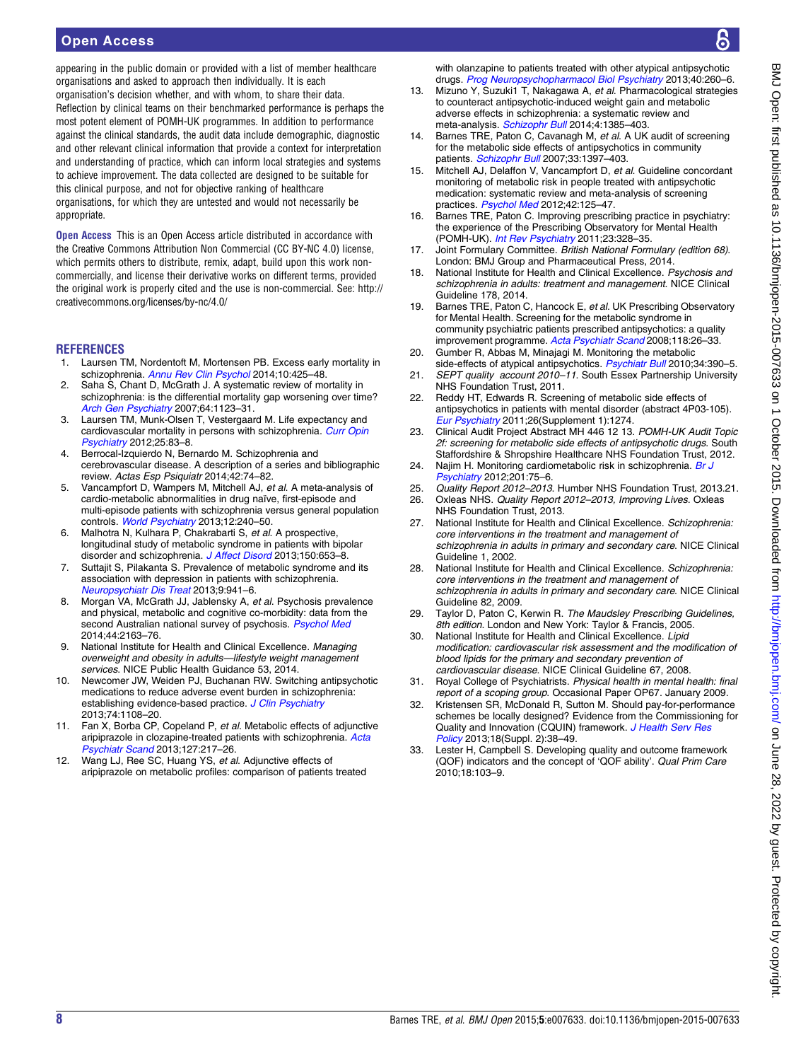appearing in the public domain or provided with a list of member healthcare organisations and asked to approach then individually. It is each organisation's decision whether, and with whom, to share their data. Reflection by clinical teams on their benchmarked performance is perhaps the most potent element of POMH-UK programmes. In addition to performance against the clinical standards, the audit data include demographic, diagnostic and other relevant clinical information that provide a context for interpretation and understanding of practice, which can inform local strategies and systems to achieve improvement. The data collected are designed to be suitable for this clinical purpose, and not for objective ranking of healthcare organisations, for which they are untested and would not necessarily be appropriate.

**Open Access** This is an Open Access article distributed in accordance with the Creative Commons Attribution Non Commercial (CC BY-NC 4.0) license, which permits others to distribute, remix, adapt, build upon this work non-commercially, and license their derivative works on different terms, provided the original work is properly cited and the use is non-commercial. See: http://creativecommons.org/licenses/by-nc/4.0/

## REFERENCES

1. Laursen TM, Nordentoft M, Mortensen PB. Excess early mortality in schizophrenia. *Annu Rev Clin Psychol* 2014;10:425–48.
2. Saha S, Chant D, McGrath J. A systematic review of mortality in schizophrenia: is the differential mortality gap worsening over time? *Arch Gen Psychiatry* 2007;64:1123–31.
3. Laursen TM, Munk-Olsen T, Vestergaard M. Life expectancy and cardiovascular mortality in persons with schizophrenia. *Curr Opin Psychiatry* 2012;25:83–8.
4. Berrocal-Izquierdo N, Bernardo M. Schizophrenia and cerebrovascular disease. A description of a series and bibliographic review. *Actas Esp Psiquiatr* 2014;42:74–82.
5. Vancampfort D, Wampers M, Mitchell AJ, *et al*. A meta-analysis of cardio-metabolic abnormalities in drug naïve, first-episode and multi-episode patients with schizophrenia versus general population controls. *World Psychiatry* 2013;12:240–50.
6. Malhotra N, Kulhara P, Chakrabarti S, *et al*. A prospective, longitudinal study of metabolic syndrome in patients with bipolar disorder and schizophrenia. *J Affect Disord* 2013;150:653–8.
7. Suttajit S, Pilakanta S. Prevalence of metabolic syndrome and its association with depression in patients with schizophrenia. *Neuropsychiatr Dis Treat* 2013;9:941–6.
8. Morgan VA, McGrath JJ, Jablensky A, *et al*. Psychosis prevalence and physical, metabolic and cognitive co-morbidity: data from the second Australian national survey of psychosis. *Psychol Med* 2014;44:2163–76.
9. National Institute for Health and Clinical Excellence. *Managing overweight and obesity in adults—lifestyle weight management services*. NICE Public Health Guidance 53, 2014.
10. Newcomer JW, Weiden PJ, Buchanan RW. Switching antipsychotic medications to reduce adverse event burden in schizophrenia: establishing evidence-based practice. *J Clin Psychiatry* 2013;74:1108–20.
11. Fan X, Borba CP, Copeland P, *et al*. Metabolic effects of adjunctive aripiprazole in clozapine-treated patients with schizophrenia. *Acta Psychiatr Scand* 2013;127:217–26.
12. Wang LJ, Ree SC, Huang YS, *et al*. Adjunctive effects of aripiprazole on metabolic profiles: comparison of patients treated with olanzapine to patients treated with other atypical antipsychotic drugs. *Prog Neuropsychopharmacol Biol Psychiatry* 2013;40:260–6.
13. Mizuno Y, Suzuki1 T, Nakagawa A, *et al*. Pharmacological strategies to counteract antipsychotic-induced weight gain and metabolic adverse effects in schizophrenia: a systematic review and meta-analysis. *Schizophr Bull* 2014;4:1385–403.
14. Barnes TRE, Paton C, Cavanagh M, *et al*. A UK audit of screening for the metabolic side effects of antipsychotics in community patients. *Schizophr Bull* 2007;33:1397–403.
15. Mitchell AJ, Delaffon V, Vancampfort D, *et al*. Guideline concordant monitoring of metabolic risk in people treated with antipsychotic medication: systematic review and meta-analysis of screening practices. *Psychol Med* 2012;42:125–47.
16. Barnes TRE, Paton C. Improving prescribing practice in psychiatry: the experience of the Prescribing Observatory for Mental Health (POMH-UK). *Int Rev Psychiatry* 2011;23:328–35.
17. Joint Formulary Committee. *British National Formulary (edition 68)*. London: BMJ Group and Pharmaceutical Press, 2014.
18. National Institute for Health and Clinical Excellence. *Psychosis and schizophrenia in adults: treatment and management*. NICE Clinical Guideline 178, 2014.
19. Barnes TRE, Paton C, Hancock E, *et al*. UK Prescribing Observatory for Mental Health. Screening for the metabolic syndrome in community psychiatric patients prescribed antipsychotics: a quality improvement programme. *Acta Psychiatr Scand* 2008;118:26–33.
20. Gumber R, Abbas M, Minajagi M. Monitoring the metabolic side-effects of atypical antipsychotics. *Psychiatr Bull* 2010;34:390–5.
21. *SEPT quality account 2010–11*. South Essex Partnership University NHS Foundation Trust, 2011.
22. Reddy HT, Edwards R. Screening of metabolic side effects of antipsychotics in patients with mental disorder (abstract 4P03-105). *Eur Psychiatry* 2011;26(Supplement 1):1274.
23. Clinical Audit Project Abstract MH 446 12 13. *POMH-UK Audit Topic 2f: screening for metabolic side effects of antipsychotic drugs*. South Staffordshire & Shropshire Healthcare NHS Foundation Trust, 2012.
24. Najim H. Monitoring cardiometabolic risk in schizophrenia. *Br J Psychiatry* 2012;201:75–6.
25. *Quality Report 2012–2013*. Humber NHS Foundation Trust, 2013.21.
26. Oxleas NHS. *Quality Report 2012–2013, Improving Lives*. Oxleas NHS Foundation Trust, 2013.
27. National Institute for Health and Clinical Excellence. *Schizophrenia: core interventions in the treatment and management of schizophrenia in adults in primary and secondary care*. NICE Clinical Guideline 1, 2002.
28. National Institute for Health and Clinical Excellence. *Schizophrenia: core interventions in the treatment and management of schizophrenia in adults in primary and secondary care*. NICE Clinical Guideline 82, 2009.
29. Taylor D, Paton C, Kerwin R. *The Maudsley Prescribing Guidelines, 8th edition*. London and New York: Taylor & Francis, 2005.
30. National Institute for Health and Clinical Excellence. *Lipid modification: cardiovascular risk assessment and the modification of blood lipids for the primary and secondary prevention of cardiovascular disease*. NICE Clinical Guideline 67, 2008.
31. Royal College of Psychiatrists. *Physical health in mental health: final report of a scoping group*. Occasional Paper OP67. January 2009.
32. Kristensen SR, McDonald R, Sutton M. Should pay-for-performance schemes be locally designed? Evidence from the Commissioning for Quality and Innovation (CQUIN) framework. *J Health Serv Res Policy* 2013;18(Suppl. 2):38–49.
33. Lester H, Campbell S. Developing quality and outcome framework (QOF) indicators and the concept of 'QOF ability'. *Qual Prim Care* 2010;18:103–9.